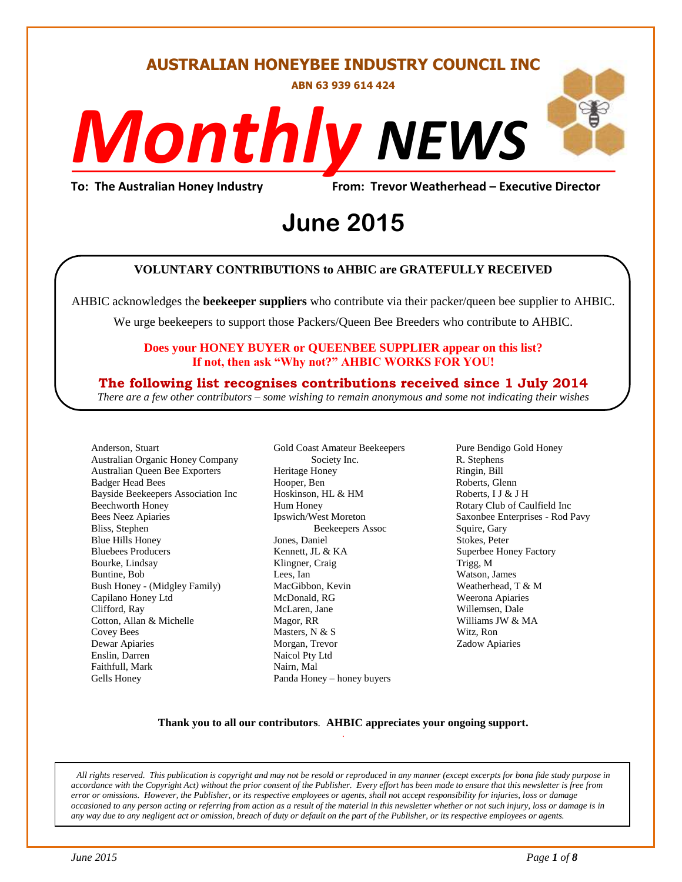# AUSTRALIAN HONEYBEE INDUSTRY COUNCIL INC

**ABN 63 939 614 424**

# *Monthly* NEWS

**To: The Australian Honey Industry** **From: Trevor Weatherhead – Executive Director**

## June 2015

**VOLUNTARY CONTRIBUTIONS to AHBIC are GRATEFULLY RECEIVED**

AHBIC acknowledges the **beekeeper suppliers** who contribute via their packer/queen bee supplier to AHBIC.

We urge beekeepers to support those Packers/Queen Bee Breeders who contribute to AHBIC.

**Does your HONEY BUYER or QUEENBEE SUPPLIER appear on this list?**
**If not, then ask "Why not?" AHBIC WORKS FOR YOU!**

**The following list recognises contributions received since 1 July 2014**

*There are a few other contributors – some wishing to remain anonymous and some not indicating their wishes*

Anderson, Stuart
Australian Organic Honey Company
Australian Queen Bee Exporters
Badger Head Bees
Bayside Beekeepers Association Inc
Beechworth Honey
Bees Neez Apiaries
Bliss, Stephen
Blue Hills Honey
Bluebees Producers
Bourke, Lindsay
Buntine, Bob
Bush Honey - (Midgley Family)
Capilano Honey Ltd
Clifford, Ray
Cotton, Allan & Michelle
Covey Bees
Dewar Apiaries
Enslin, Darren
Faithfull, Mark
Gells Honey
Gold Coast Amateur Beekeepers Society Inc.
Heritage Honey
Hooper, Ben
Hoskinson, HL & HM
Hum Honey
Ipswich/West Moreton Beekeepers Assoc
Jones, Daniel
Kennett, JL & KA
Klingner, Craig
Lees, Ian
MacGibbon, Kevin
McDonald, RG
McLaren, Jane
Magor, RR
Masters, N & S
Morgan, Trevor
Naicol Pty Ltd
Nairn, Mal
Panda Honey – honey buyers
Pure Bendigo Gold Honey
R. Stephens
Ringin, Bill
Roberts, Glenn
Roberts, I J & J H
Rotary Club of Caulfield Inc
Saxonbee Enterprises - Rod Pavy
Squire, Gary
Stokes, Peter
Superbee Honey Factory
Trigg, M
Watson, James
Weatherhead, T & M
Weerona Apiaries
Willemsen, Dale
Williams JW & MA
Witz, Ron
Zadow Apiaries

**Thank you to all our contributors**. **AHBIC appreciates your ongoing support.**

*All rights reserved. This publication is copyright and may not be resold or reproduced in any manner (except excerpts for bona fide study purpose in accordance with the Copyright Act) without the prior consent of the Publisher. Every effort has been made to ensure that this newsletter is free from error or omissions. However, the Publisher, or its respective employees or agents, shall not accept responsibility for injuries, loss or damage occasioned to any person acting or referring from action as a result of the material in this newsletter whether or not such injury, loss or damage is in any way due to any negligent act or omission, breach of duty or default on the part of the Publisher, or its respective employees or agents.*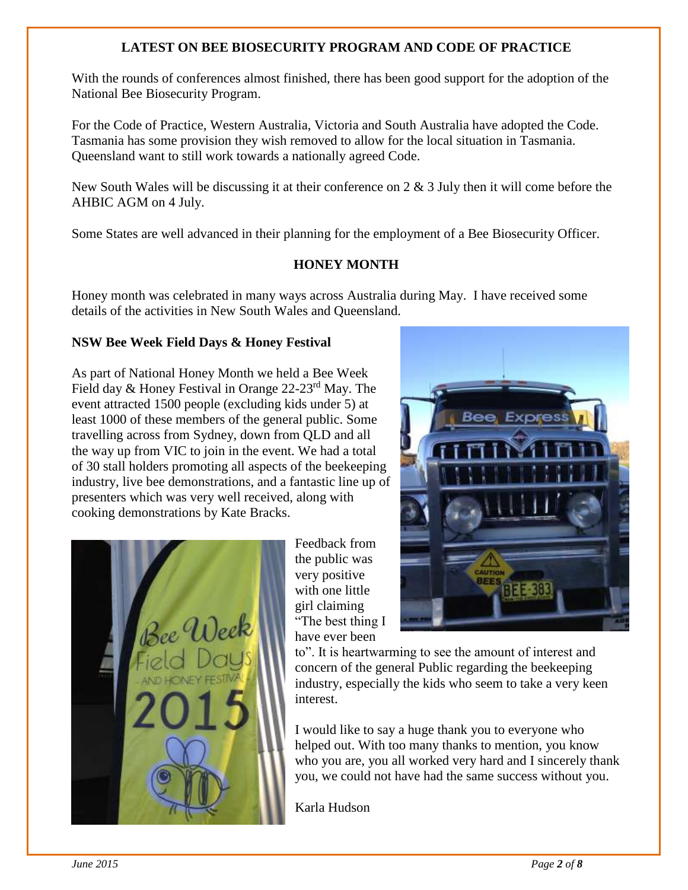## LATEST ON BEE BIOSECURITY PROGRAM AND CODE OF PRACTICE

With the rounds of conferences almost finished, there has been good support for the adoption of the National Bee Biosecurity Program.

For the Code of Practice, Western Australia, Victoria and South Australia have adopted the Code. Tasmania has some provision they wish removed to allow for the local situation in Tasmania. Queensland want to still work towards a nationally agreed Code.

New South Wales will be discussing it at their conference on 2 & 3 July then it will come before the AHBIC AGM on 4 July.

Some States are well advanced in their planning for the employment of a Bee Biosecurity Officer.

## HONEY MONTH

Honey month was celebrated in many ways across Australia during May. I have received some details of the activities in New South Wales and Queensland.

### NSW Bee Week Field Days & Honey Festival

As part of National Honey Month we held a Bee Week Field day & Honey Festival in Orange 22-23rd May. The event attracted 1500 people (excluding kids under 5) at least 1000 of these members of the general public. Some travelling across from Sydney, down from QLD and all the way up from VIC to join in the event. We had a total of 30 stall holders promoting all aspects of the beekeeping industry, live bee demonstrations, and a fantastic line up of presenters which was very well received, along with cooking demonstrations by Kate Bracks.

Feedback from the public was very positive with one little girl claiming "The best thing I have ever been to". It is heartwarming to see the amount of interest and concern of the general Public regarding the beekeeping industry, especially the kids who seem to take a very keen interest.

I would like to say a huge thank you to everyone who helped out. With too many thanks to mention, you know who you are, you all worked very hard and I sincerely thank you, we could not have had the same success without you.

Karla Hudson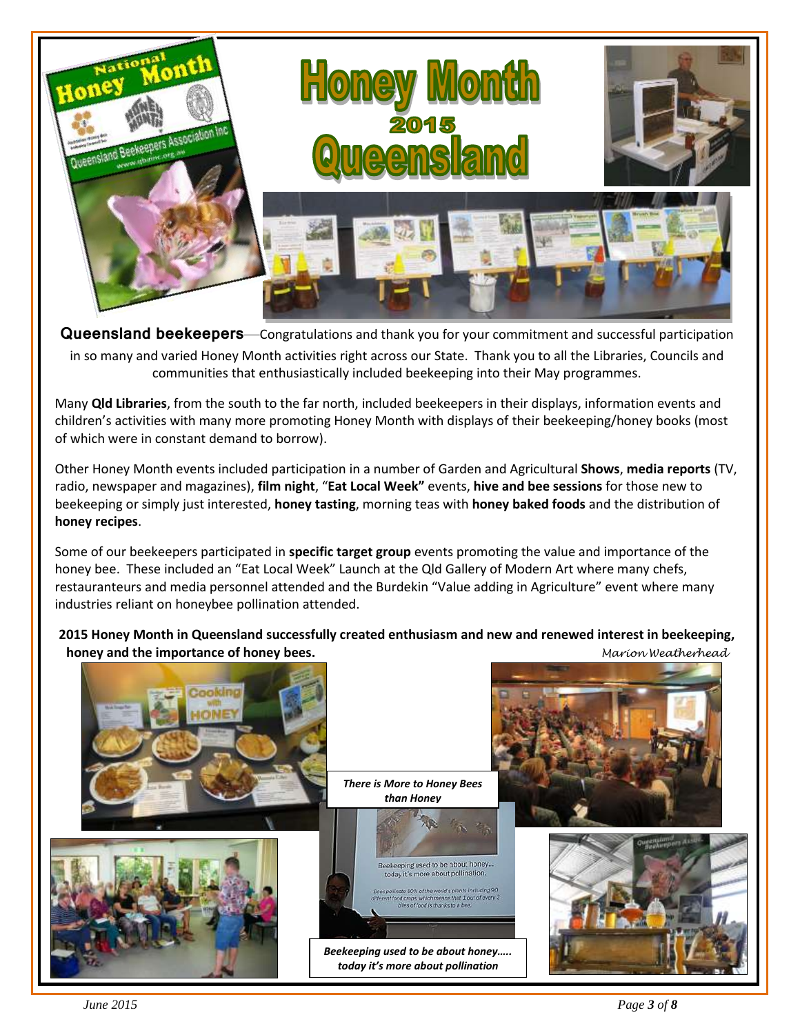# Honey Month 2015 Queensland

**Queensland beekeepers**—Congratulations and thank you for your commitment and successful participation in so many and varied Honey Month activities right across our State. Thank you to all the Libraries, Councils and communities that enthusiastically included beekeeping into their May programmes.

Many **Qld Libraries**, from the south to the far north, included beekeepers in their displays, information events and children's activities with many more promoting Honey Month with displays of their beekeeping/honey books (most of which were in constant demand to borrow).

Other Honey Month events included participation in a number of Garden and Agricultural **Shows**, **media reports** (TV, radio, newspaper and magazines), **film night**, "**Eat Local Week"** events, **hive and bee sessions** for those new to beekeeping or simply just interested, **honey tasting**, morning teas with **honey baked foods** and the distribution of **honey recipes**.

Some of our beekeepers participated in **specific target group** events promoting the value and importance of the honey bee. These included an "Eat Local Week" Launch at the Qld Gallery of Modern Art where many chefs, restauranteurs and media personnel attended and the Burdekin "Value adding in Agriculture" event where many industries reliant on honeybee pollination attended.

**2015 Honey Month in Queensland successfully created enthusiasm and new and renewed interest in beekeeping, honey and the importance of honey bees.**

*Marion Weatherhead*

***There is More to Honey Bees than Honey***

***Beekeeping used to be about honey….. today it's more about pollination***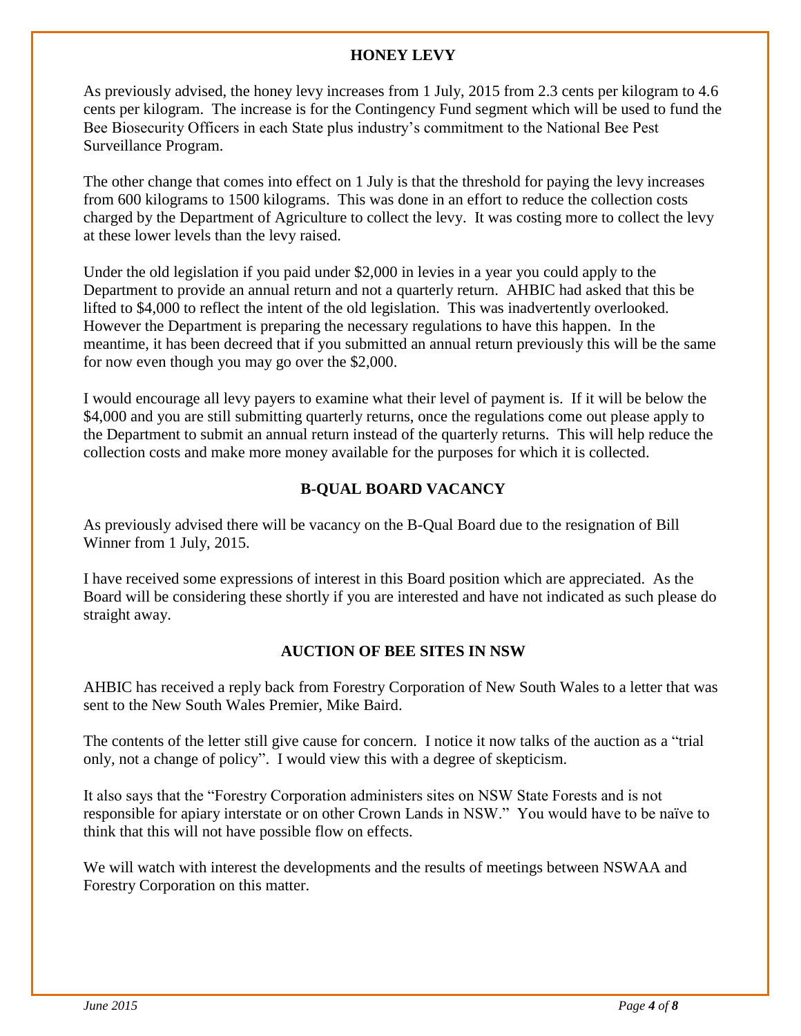## HONEY LEVY

As previously advised, the honey levy increases from 1 July, 2015 from 2.3 cents per kilogram to 4.6 cents per kilogram. The increase is for the Contingency Fund segment which will be used to fund the Bee Biosecurity Officers in each State plus industry's commitment to the National Bee Pest Surveillance Program.

The other change that comes into effect on 1 July is that the threshold for paying the levy increases from 600 kilograms to 1500 kilograms. This was done in an effort to reduce the collection costs charged by the Department of Agriculture to collect the levy. It was costing more to collect the levy at these lower levels than the levy raised.

Under the old legislation if you paid under $2,000 in levies in a year you could apply to the Department to provide an annual return and not a quarterly return. AHBIC had asked that this be lifted to $4,000 to reflect the intent of the old legislation. This was inadvertently overlooked. However the Department is preparing the necessary regulations to have this happen. In the meantime, it has been decreed that if you submitted an annual return previously this will be the same for now even though you may go over the $2,000.

I would encourage all levy payers to examine what their level of payment is. If it will be below the $4,000 and you are still submitting quarterly returns, once the regulations come out please apply to the Department to submit an annual return instead of the quarterly returns. This will help reduce the collection costs and make more money available for the purposes for which it is collected.

## B-QUAL BOARD VACANCY

As previously advised there will be vacancy on the B-Qual Board due to the resignation of Bill Winner from 1 July, 2015.

I have received some expressions of interest in this Board position which are appreciated. As the Board will be considering these shortly if you are interested and have not indicated as such please do straight away.

## AUCTION OF BEE SITES IN NSW

AHBIC has received a reply back from Forestry Corporation of New South Wales to a letter that was sent to the New South Wales Premier, Mike Baird.

The contents of the letter still give cause for concern. I notice it now talks of the auction as a "trial only, not a change of policy". I would view this with a degree of skepticism.

It also says that the "Forestry Corporation administers sites on NSW State Forests and is not responsible for apiary interstate or on other Crown Lands in NSW." You would have to be naïve to think that this will not have possible flow on effects.

We will watch with interest the developments and the results of meetings between NSWAA and Forestry Corporation on this matter.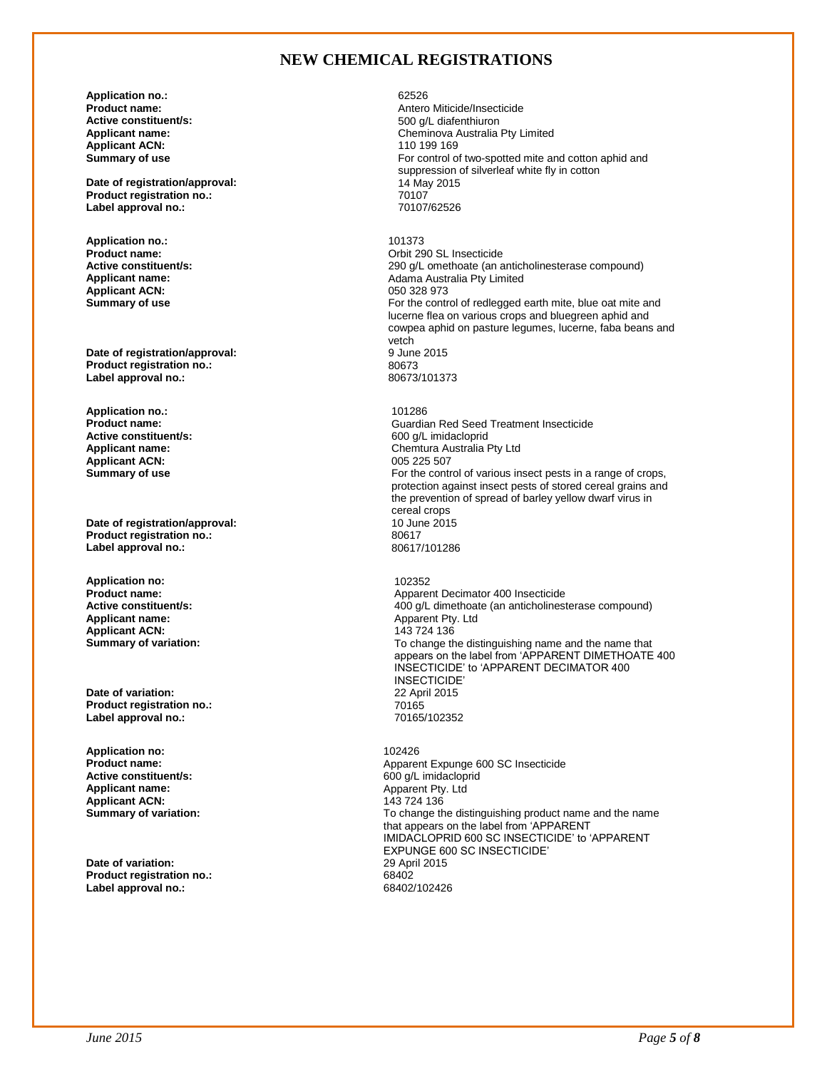# NEW CHEMICAL REGISTRATIONS

| | |
|---|---|
| **Application no.:** | 62526 |
| **Product name:** | Antero Miticide/Insecticide |
| **Active constituent/s:** | 500 g/L diafenthiuron |
| **Applicant name:** | Cheminova Australia Pty Limited |
| **Applicant ACN:** | 110 199 169 |
| **Summary of use** | For control of two-spotted mite and cotton aphid and suppression of silverleaf white fly in cotton |
| **Date of registration/approval:** | 14 May 2015 |
| **Product registration no.:** | 70107 |
| **Label approval no.:** | 70107/62526 |

| | |
|---|---|
| **Application no.:** | 101373 |
| **Product name:** | Orbit 290 SL Insecticide |
| **Active constituent/s:** | 290 g/L omethoate (an anticholinesterase compound) |
| **Applicant name:** | Adama Australia Pty Limited |
| **Applicant ACN:** | 050 328 973 |
| **Summary of use** | For the control of redlegged earth mite, blue oat mite and lucerne flea on various crops and bluegreen aphid and cowpea aphid on pasture legumes, lucerne, faba beans and vetch |
| **Date of registration/approval:** | 9 June 2015 |
| **Product registration no.:** | 80673 |
| **Label approval no.:** | 80673/101373 |

| | |
|---|---|
| **Application no.:** | 101286 |
| **Product name:** | Guardian Red Seed Treatment Insecticide |
| **Active constituent/s:** | 600 g/L imidacloprid |
| **Applicant name:** | Chemtura Australia Pty Ltd |
| **Applicant ACN:** | 005 225 507 |
| **Summary of use** | For the control of various insect pests in a range of crops, protection against insect pests of stored cereal grains and the prevention of spread of barley yellow dwarf virus in cereal crops |
| **Date of registration/approval:** | 10 June 2015 |
| **Product registration no.:** | 80617 |
| **Label approval no.:** | 80617/101286 |

| | |
|---|---|
| **Application no:** | 102352 |
| **Product name:** | Apparent Decimator 400 Insecticide |
| **Active constituent/s:** | 400 g/L dimethoate (an anticholinesterase compound) |
| **Applicant name:** | Apparent Pty. Ltd |
| **Applicant ACN:** | 143 724 136 |
| **Summary of variation:** | To change the distinguishing name and the name that appears on the label from 'APPARENT DIMETHOATE 400 INSECTICIDE' to 'APPARENT DECIMATOR 400 INSECTICIDE' |
| **Date of variation:** | 22 April 2015 |
| **Product registration no.:** | 70165 |
| **Label approval no.:** | 70165/102352 |

| | |
|---|---|
| **Application no:** | 102426 |
| **Product name:** | Apparent Expunge 600 SC Insecticide |
| **Active constituent/s:** | 600 g/L imidacloprid |
| **Applicant name:** | Apparent Pty. Ltd |
| **Applicant ACN:** | 143 724 136 |
| **Summary of variation:** | To change the distinguishing product name and the name that appears on the label from 'APPARENT IMIDACLOPRID 600 SC INSECTICIDE' to 'APPARENT EXPUNGE 600 SC INSECTICIDE' |
| **Date of variation:** | 29 April 2015 |
| **Product registration no.:** | 68402 |
| **Label approval no.:** | 68402/102426 |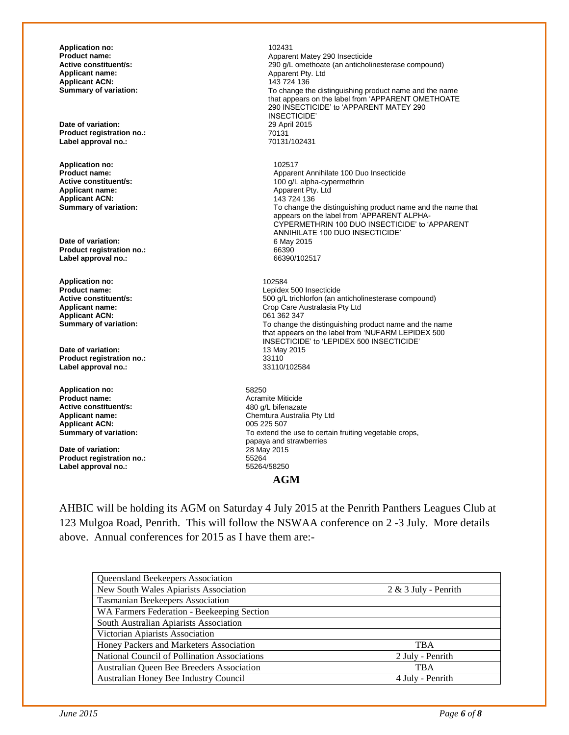**Application no:** 102431
**Product name:** Apparent Matey 290 Insecticide
**Active constituent/s:** 290 g/L omethoate (an anticholinesterase compound)
**Applicant name:** Apparent Pty. Ltd
**Applicant ACN:** 143 724 136
**Summary of variation:** To change the distinguishing product name and the name that appears on the label from 'APPARENT OMETHOATE 290 INSECTICIDE' to 'APPARENT MATEY 290 INSECTICIDE'
**Date of variation:** 29 April 2015
**Product registration no.:** 70131
**Label approval no.:** 70131/102431

**Application no:** 102517
**Product name:** Apparent Annihilate 100 Duo Insecticide
**Active constituent/s:** 100 g/L alpha-cypermethrin
**Applicant name:** Apparent Pty. Ltd
**Applicant ACN:** 143 724 136
**Summary of variation:** To change the distinguishing product name and the name that appears on the label from 'APPARENT ALPHA-CYPERMETHRIN 100 DUO INSECTICIDE' to 'APPARENT ANNIHILATE 100 DUO INSECTICIDE'
**Date of variation:** 6 May 2015
**Product registration no.:** 66390
**Label approval no.:** 66390/102517

**Application no:** 102584
**Product name:** Lepidex 500 Insecticide
**Active constituent/s:** 500 g/L trichlorfon (an anticholinesterase compound)
**Applicant name:** Crop Care Australasia Pty Ltd
**Applicant ACN:** 061 362 347
**Summary of variation:** To change the distinguishing product name and the name that appears on the label from 'NUFARM LEPIDEX 500 INSECTICIDE' to 'LEPIDEX 500 INSECTICIDE'
**Date of variation:** 13 May 2015
**Product registration no.:** 33110
**Label approval no.:** 33110/102584

**Application no:** 58250
**Product name:** Acramite Miticide
**Active constituent/s:** 480 g/L bifenazate
**Applicant name:** Chemtura Australia Pty Ltd
**Applicant ACN:** 005 225 507
**Summary of variation:** To extend the use to certain fruiting vegetable crops, papaya and strawberries
**Date of variation:** 28 May 2015
**Product registration no.:** 55264
**Label approval no.:** 55264/58250

## AGM

AHBIC will be holding its AGM on Saturday 4 July 2015 at the Penrith Panthers Leagues Club at 123 Mulgoa Road, Penrith. This will follow the NSWAA conference on 2 -3 July. More details above. Annual conferences for 2015 as I have them are:-

| | |
|---|---|
| Queensland Beekeepers Association | |
| New South Wales Apiarists Association | 2 & 3 July - Penrith |
| Tasmanian Beekeepers Association | |
| WA Farmers Federation - Beekeeping Section | |
| South Australian Apiarists Association | |
| Victorian Apiarists Association | |
| Honey Packers and Marketers Association | TBA |
| National Council of Pollination Associations | 2 July - Penrith |
| Australian Queen Bee Breeders Association | TBA |
| Australian Honey Bee Industry Council | 4 July - Penrith |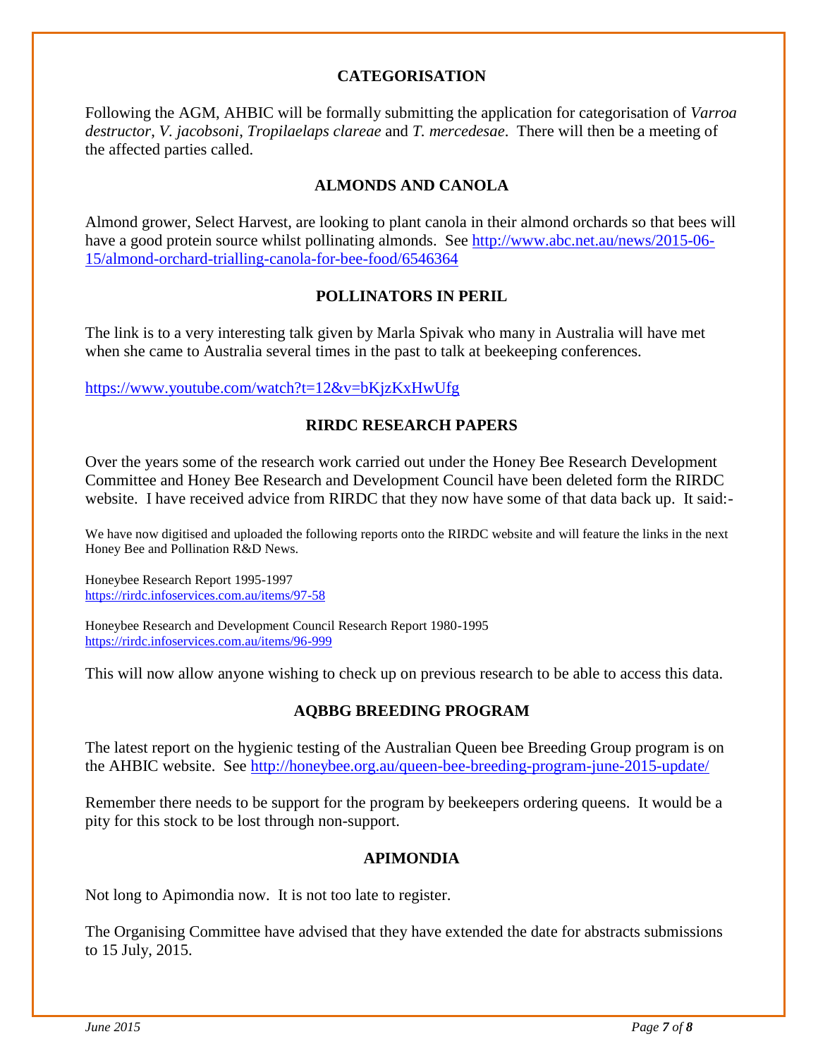## CATEGORISATION

Following the AGM, AHBIC will be formally submitting the application for categorisation of *Varroa destructor*, *V. jacobsoni*, *Tropilaelaps clareae* and *T. mercedesae*. There will then be a meeting of the affected parties called.

## ALMONDS AND CANOLA

Almond grower, Select Harvest, are looking to plant canola in their almond orchards so that bees will have a good protein source whilst pollinating almonds. See http://www.abc.net.au/news/2015-06-15/almond-orchard-trialling-canola-for-bee-food/6546364

## POLLINATORS IN PERIL

The link is to a very interesting talk given by Marla Spivak who many in Australia will have met when she came to Australia several times in the past to talk at beekeeping conferences.

https://www.youtube.com/watch?t=12&v=bKjzKxHwUfg

## RIRDC RESEARCH PAPERS

Over the years some of the research work carried out under the Honey Bee Research Development Committee and Honey Bee Research and Development Council have been deleted form the RIRDC website. I have received advice from RIRDC that they now have some of that data back up. It said:-

We have now digitised and uploaded the following reports onto the RIRDC website and will feature the links in the next Honey Bee and Pollination R&D News.

Honeybee Research Report 1995-1997
https://rirdc.infoservices.com.au/items/97-58

Honeybee Research and Development Council Research Report 1980-1995
https://rirdc.infoservices.com.au/items/96-999

This will now allow anyone wishing to check up on previous research to be able to access this data.

## AQBBG BREEDING PROGRAM

The latest report on the hygienic testing of the Australian Queen bee Breeding Group program is on the AHBIC website. See http://honeybee.org.au/queen-bee-breeding-program-june-2015-update/

Remember there needs to be support for the program by beekeepers ordering queens. It would be a pity for this stock to be lost through non-support.

## APIMONDIA

Not long to Apimondia now. It is not too late to register.

The Organising Committee have advised that they have extended the date for abstracts submissions to 15 July, 2015.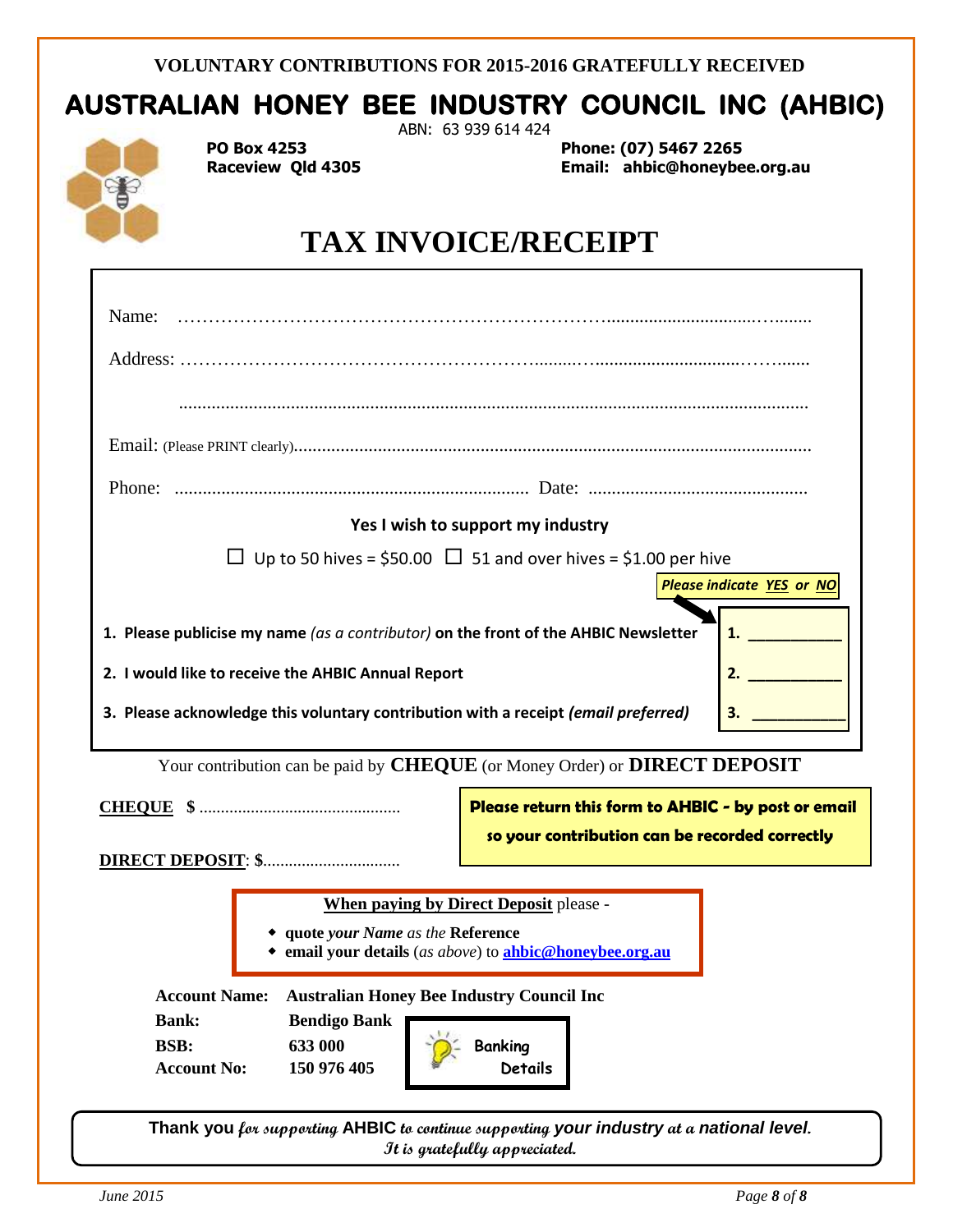VOLUNTARY CONTRIBUTIONS FOR 2015-2016 GRATEFULLY RECEIVED

# AUSTRALIAN HONEY BEE INDUSTRY COUNCIL INC (AHBIC)

ABN: 63 939 614 424

**PO Box 4253**
**Raceview Qld 4305**

**Phone: (07) 5467 2265**
**Email: ahbic@honeybee.org.au**

## TAX INVOICE/RECEIPT

Name: ………………………………………………………………………………………

Address: ……………………………………………………………………………………

……………………………………………………………………………………………………

Email: (Please PRINT clearly)…………………………………………………………………

Phone: ……………………………………………… Date: …………………………………

**Yes I wish to support my industry**

☐ Up to 50 hives = $50.00 ☐ 51 and over hives = $1.00 per hive

***Please indicate YES or NO***

| | |
|---|---|
| **1. Please publicise my name** *(as a contributor)* **on the front of the AHBIC Newsletter** | **1.** ___________ |
| **2. I would like to receive the AHBIC Annual Report** | **2.** ___________ |
| **3. Please acknowledge this voluntary contribution with a receipt** ***(email preferred)*** | **3.** ___________ |

Your contribution can be paid by **CHEQUE** (or Money Order) or **DIRECT DEPOSIT**

**CHEQUE $** …………………………………

**DIRECT DEPOSIT: $**…………………………

**Please return this form to AHBIC - by post or email so your contribution can be recorded correctly**

**When paying by Direct Deposit** please -

- **quote** ***your Name*** *as the* **Reference**
- **email your details** (*as above*) to **ahbic@honeybee.org.au**

| | |
|---|---|
| **Account Name:** | **Australian Honey Bee Industry Council Inc** |
| **Bank:** | **Bendigo Bank** |
| **BSB:** | **633 000** |
| **Account No:** | **150 976 405** |

Banking Details

**Thank you** *for supporting* **AHBIC** *to continue supporting* ***your industry*** *at a* ***national level.*** *It is gratefully appreciated.*

*June 2015*